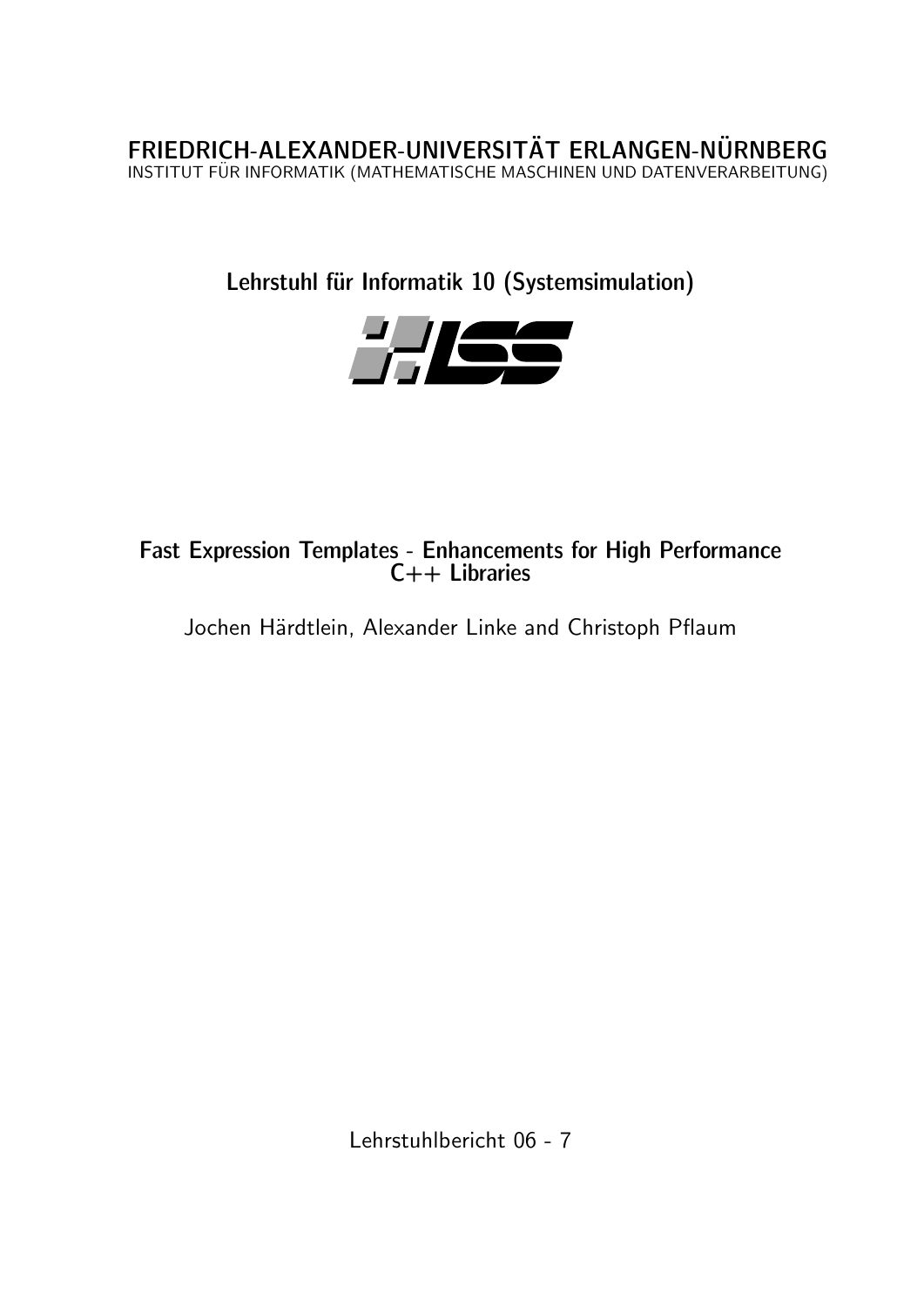FRIEDRICH-ALEXANDER-UNIVERSITÄT ERLANGEN-NÜRNBERG
INSTITUT FÜR INFORMATIK (MATHEMATISCHE MASCHINEN UND DATENVERARBEITUNG)

Lehrstuhl für Informatik 10 (Systemsimulation)

# Fast Expression Templates - Enhancements for High Performance C++ Libraries

Jochen Härdtlein, Alexander Linke and Christoph Pflaum

Lehrstuhlbericht 06 - 7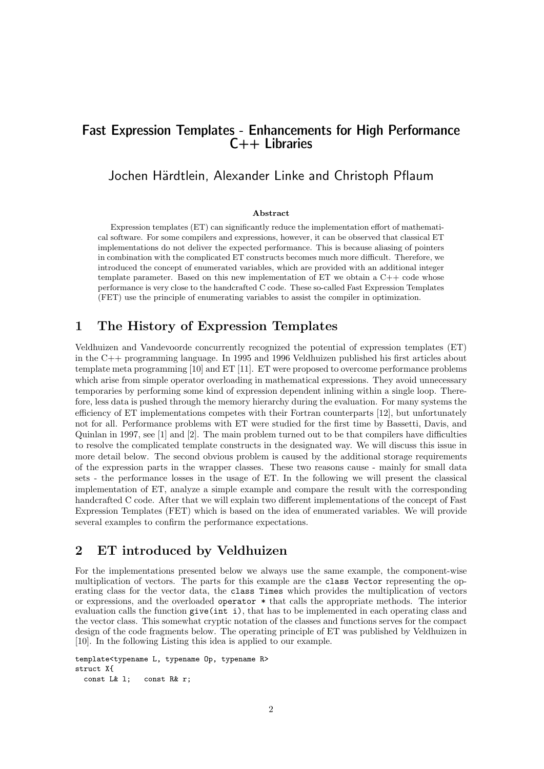# Fast Expression Templates - Enhancements for High Performance C++ Libraries

Jochen Härdtlein, Alexander Linke and Christoph Pflaum

**Abstract**

Expression templates (ET) can significantly reduce the implementation effort of mathematical software. For some compilers and expressions, however, it can be observed that classical ET implementations do not deliver the expected performance. This is because aliasing of pointers in combination with the complicated ET constructs becomes much more difficult. Therefore, we introduced the concept of enumerated variables, which are provided with an additional integer template parameter. Based on this new implementation of ET we obtain a C++ code whose performance is very close to the handcrafted C code. These so-called Fast Expression Templates (FET) use the principle of enumerating variables to assist the compiler in optimization.

## 1 The History of Expression Templates

Veldhuizen and Vandevoorde concurrently recognized the potential of expression templates (ET) in the C++ programming language. In 1995 and 1996 Veldhuizen published his first articles about template meta programming [10] and ET [11]. ET were proposed to overcome performance problems which arise from simple operator overloading in mathematical expressions. They avoid unnecessary temporaries by performing some kind of expression dependent inlining within a single loop. Therefore, less data is pushed through the memory hierarchy during the evaluation. For many systems the efficiency of ET implementations competes with their Fortran counterparts [12], but unfortunately not for all. Performance problems with ET were studied for the first time by Bassetti, Davis, and Quinlan in 1997, see [1] and [2]. The main problem turned out to be that compilers have difficulties to resolve the complicated template constructs in the designated way. We will discuss this issue in more detail below. The second obvious problem is caused by the additional storage requirements of the expression parts in the wrapper classes. These two reasons cause - mainly for small data sets - the performance losses in the usage of ET. In the following we will present the classical implementation of ET, analyze a simple example and compare the result with the corresponding handcrafted C code. After that we will explain two different implementations of the concept of Fast Expression Templates (FET) which is based on the idea of enumerated variables. We will provide several examples to confirm the performance expectations.

## 2 ET introduced by Veldhuizen

For the implementations presented below we always use the same example, the component-wise multiplication of vectors. The parts for this example are the `class Vector` representing the operating class for the vector data, the `class Times` which provides the multiplication of vectors or expressions, and the overloaded `operator *` that calls the appropriate methods. The interior evaluation calls the function `give(int i)`, that has to be implemented in each operating class and the vector class. This somewhat cryptic notation of the classes and functions serves for the compact design of the code fragments below. The operating principle of ET was published by Veldhuizen in [10]. In the following Listing this idea is applied to our example.

```
template<typename L, typename Op, typename R>
struct X{
  const L& l;   const R& r;
```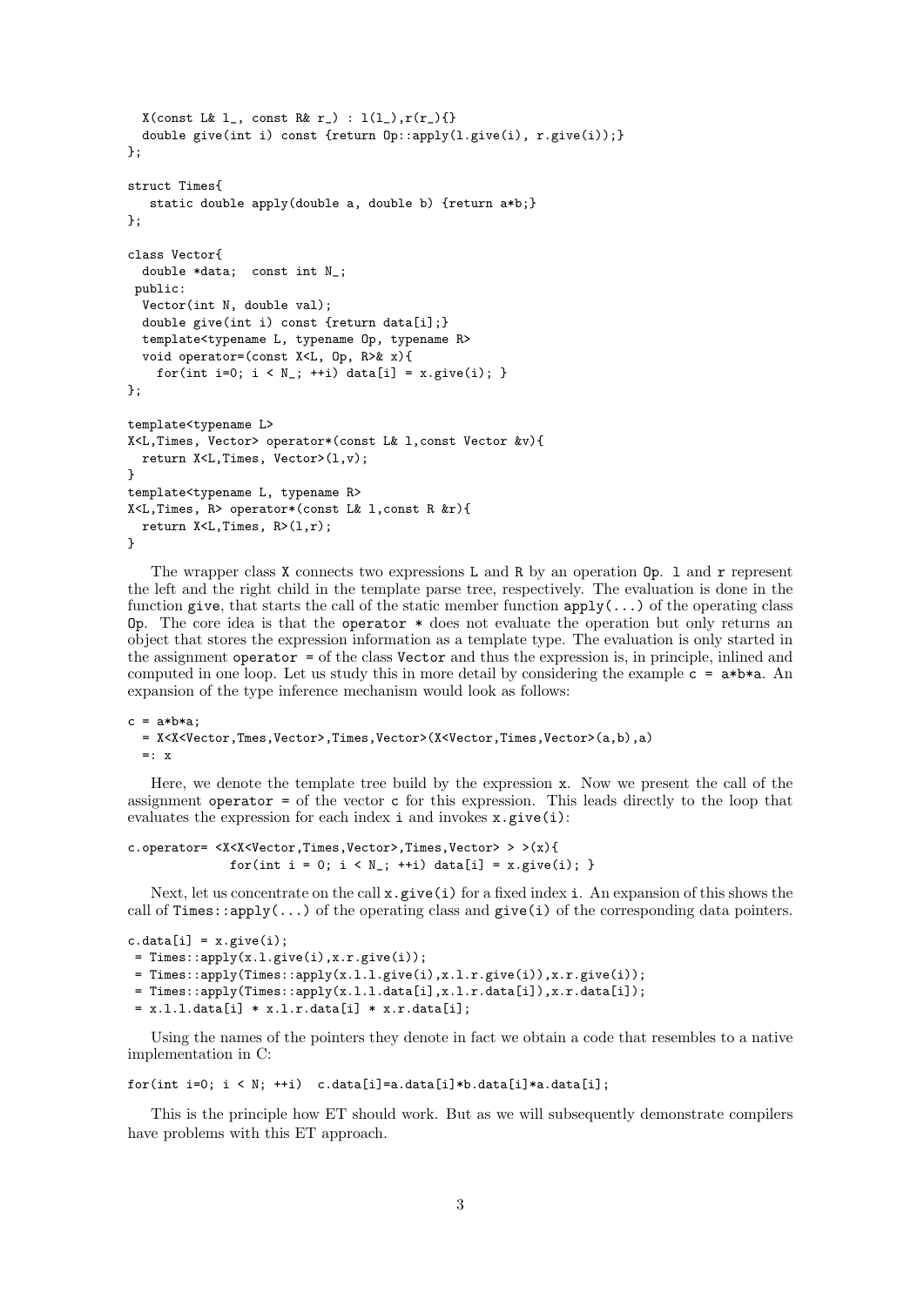```
  X(const L& l_, const R& r_) : l(l_),r(r_){}
  double give(int i) const {return Op::apply(l.give(i), r.give(i));}
};

struct Times{
   static double apply(double a, double b) {return a*b;}
};

class Vector{
  double *data;  const int N_;
 public:
  Vector(int N, double val);
  double give(int i) const {return data[i];}
  template<typename L, typename Op, typename R>
  void operator=(const X<L, Op, R>& x){
    for(int i=0; i < N_; ++i) data[i] = x.give(i); }
};

template<typename L>
X<L,Times, Vector> operator*(const L& l,const Vector &v){
  return X<L,Times, Vector>(l,v);
}
template<typename L, typename R>
X<L,Times, R> operator*(const L& l,const R &r){
  return X<L,Times, R>(l,r);
}
```

The wrapper class `X` connects two expressions `L` and `R` by an operation `Op`. `l` and `r` represent the left and the right child in the template parse tree, respectively. The evaluation is done in the function `give`, that starts the call of the static member function `apply(...)` of the operating class `Op`. The core idea is that the `operator *` does not evaluate the operation but only returns an object that stores the expression information as a template type. The evaluation is only started in the assignment `operator =` of the class `Vector` and thus the expression is, in principle, inlined and computed in one loop. Let us study this in more detail by considering the example `c = a*b*a`. An expansion of the type inference mechanism would look as follows:

```
c = a*b*a;
  = X<X<Vector,Tmes,Vector>,Times,Vector>(X<Vector,Times,Vector>(a,b),a)
  =: x
```

Here, we denote the template tree build by the expression `x`. Now we present the call of the assignment `operator =` of the vector `c` for this expression. This leads directly to the loop that evaluates the expression for each index `i` and invokes `x.give(i)`:

```
c.operator= <X<X<Vector,Times,Vector>,Times,Vector> > >(x){
              for(int i = 0; i < N_; ++i) data[i] = x.give(i); }
```

Next, let us concentrate on the call `x.give(i)` for a fixed index `i`. An expansion of this shows the call of `Times::apply(...)` of the operating class and `give(i)` of the corresponding data pointers.

```
c.data[i] = x.give(i);
 = Times::apply(x.l.give(i),x.r.give(i));
 = Times::apply(Times::apply(x.l.l.give(i),x.l.r.give(i)),x.r.give(i));
 = Times::apply(Times::apply(x.l.l.data[i],x.l.r.data[i]),x.r.data[i]);
 = x.l.l.data[i] * x.l.r.data[i] * x.r.data[i];
```

Using the names of the pointers they denote in fact we obtain a code that resembles to a native implementation in C:

```
for(int i=0; i < N; ++i)  c.data[i]=a.data[i]*b.data[i]*a.data[i];
```

This is the principle how ET should work. But as we will subsequently demonstrate compilers have problems with this ET approach.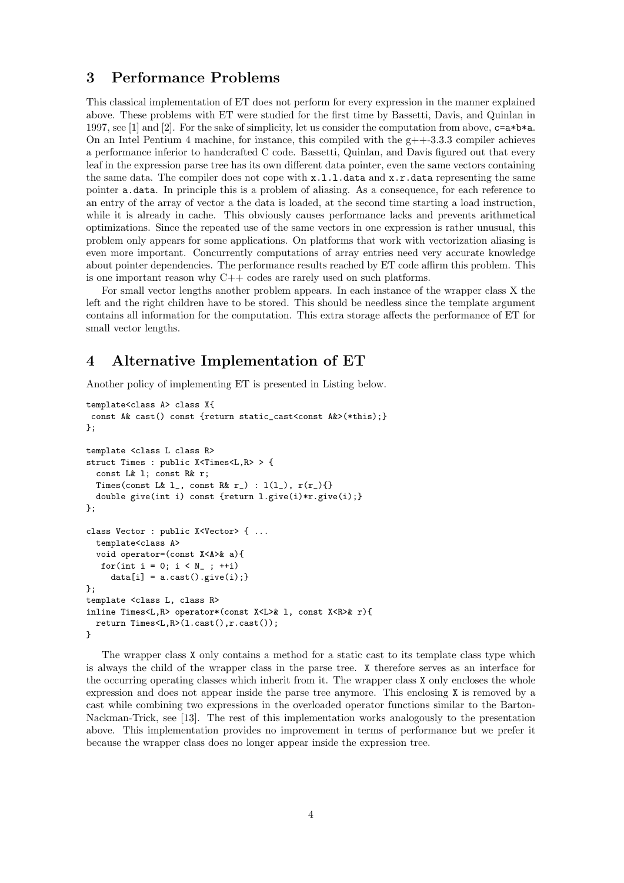## 3 Performance Problems

This classical implementation of ET does not perform for every expression in the manner explained above. These problems with ET were studied for the first time by Bassetti, Davis, and Quinlan in 1997, see [1] and [2]. For the sake of simplicity, let us consider the computation from above, `c=a*b*a`. On an Intel Pentium 4 machine, for instance, this compiled with the g++-3.3.3 compiler achieves a performance inferior to handcrafted C code. Bassetti, Quinlan, and Davis figured out that every leaf in the expression parse tree has its own different data pointer, even the same vectors containing the same data. The compiler does not cope with `x.l.l.data` and `x.r.data` representing the same pointer `a.data`. In principle this is a problem of aliasing. As a consequence, for each reference to an entry of the array of vector a the data is loaded, at the second time starting a load instruction, while it is already in cache. This obviously causes performance lacks and prevents arithmetical optimizations. Since the repeated use of the same vectors in one expression is rather unusual, this problem only appears for some applications. On platforms that work with vectorization aliasing is even more important. Concurrently computations of array entries need very accurate knowledge about pointer dependencies. The performance results reached by ET code affirm this problem. This is one important reason why C++ codes are rarely used on such platforms.

For small vector lengths another problem appears. In each instance of the wrapper class X the left and the right children have to be stored. This should be needless since the template argument contains all information for the computation. This extra storage affects the performance of ET for small vector lengths.

## 4 Alternative Implementation of ET

Another policy of implementing ET is presented in Listing below.

```
template<class A> class X{
 const A& cast() const {return static_cast<const A&>(*this);}
};

template <class L class R>
struct Times : public X<Times<L,R> > {
  const L& l; const R& r;
  Times(const L& l_, const R& r_) : l(l_), r(r_){}
  double give(int i) const {return l.give(i)*r.give(i);}
};

class Vector : public X<Vector> { ...
  template<class A>
  void operator=(const X<A>& a){
   for(int i = 0; i < N_ ; ++i)
     data[i] = a.cast().give(i);}
};
template <class L, class R>
inline Times<L,R> operator*(const X<L>& l, const X<R>& r){
  return Times<L,R>(l.cast(),r.cast());
}
```

The wrapper class `X` only contains a method for a static cast to its template class type which is always the child of the wrapper class in the parse tree. `X` therefore serves as an interface for the occurring operating classes which inherit from it. The wrapper class `X` only encloses the whole expression and does not appear inside the parse tree anymore. This enclosing `X` is removed by a cast while combining two expressions in the overloaded operator functions similar to the Barton-Nackman-Trick, see [13]. The rest of this implementation works analogously to the presentation above. This implementation provides no improvement in terms of performance but we prefer it because the wrapper class does no longer appear inside the expression tree.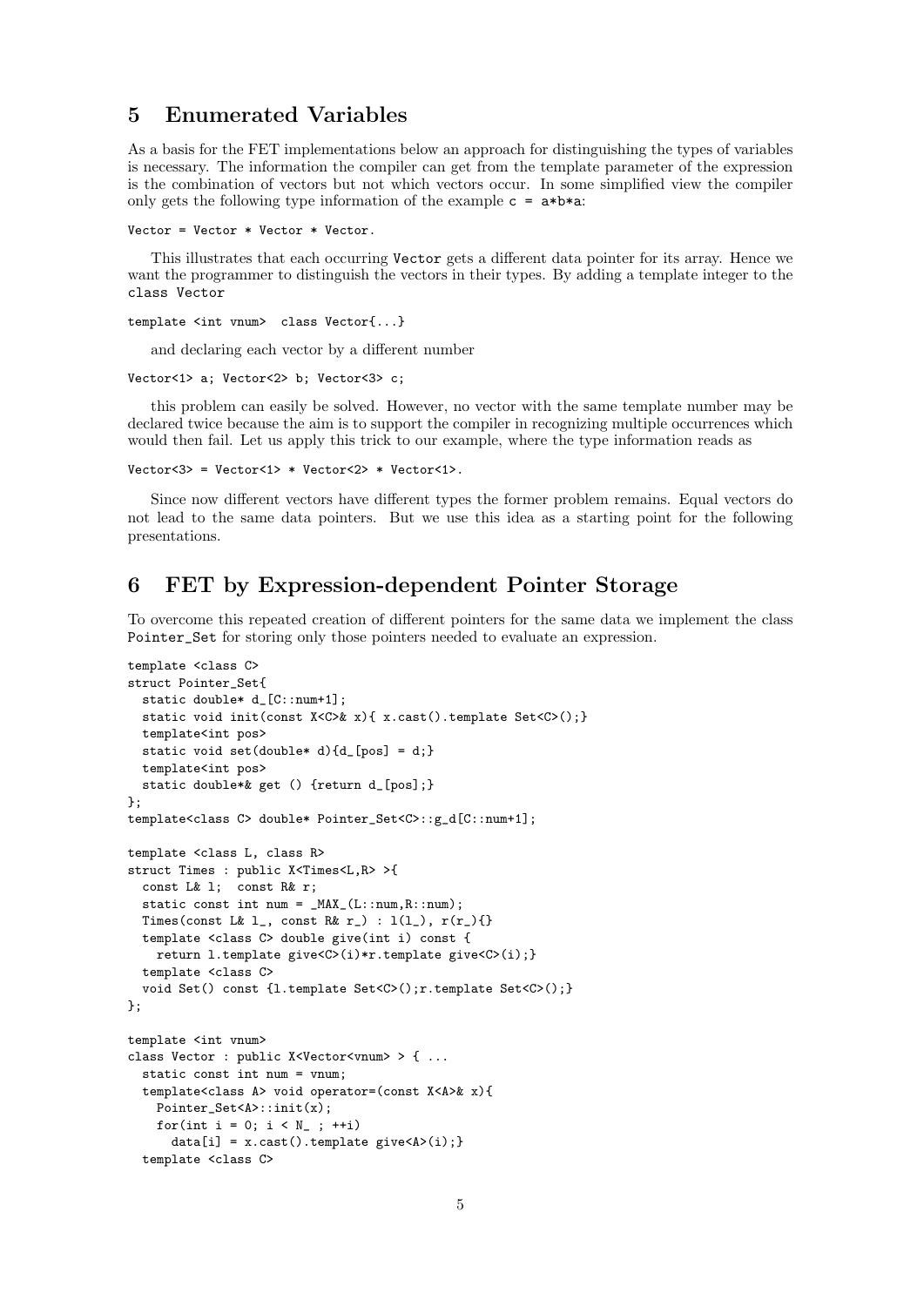## 5 Enumerated Variables

As a basis for the FET implementations below an approach for distinguishing the types of variables is necessary. The information the compiler can get from the template parameter of the expression is the combination of vectors but not which vectors occur. In some simplified view the compiler only gets the following type information of the example `c = a*b*a`:

```
Vector = Vector * Vector * Vector.
```

This illustrates that each occurring `Vector` gets a different data pointer for its array. Hence we want the programmer to distinguish the vectors in their types. By adding a template integer to the `class Vector`

```
template <int vnum>  class Vector{...}
```

and declaring each vector by a different number

```
Vector<1> a; Vector<2> b; Vector<3> c;
```

this problem can easily be solved. However, no vector with the same template number may be declared twice because the aim is to support the compiler in recognizing multiple occurrences which would then fail. Let us apply this trick to our example, where the type information reads as

```
Vector<3> = Vector<1> * Vector<2> * Vector<1>.
```

Since now different vectors have different types the former problem remains. Equal vectors do not lead to the same data pointers. But we use this idea as a starting point for the following presentations.

## 6 FET by Expression-dependent Pointer Storage

To overcome this repeated creation of different pointers for the same data we implement the class `Pointer_Set` for storing only those pointers needed to evaluate an expression.

```
template <class C>
struct Pointer_Set{
  static double* d_[C::num+1];
  static void init(const X<C>& x){ x.cast().template Set<C>();}
  template<int pos>
  static void set(double* d){d_[pos] = d;}
  template<int pos>
  static double*& get () {return d_[pos];}
};
template<class C> double* Pointer_Set<C>::g_d[C::num+1];

template <class L, class R>
struct Times : public X<Times<L,R> >{
  const L& l;  const R& r;
  static const int num = _MAX_(L::num,R::num);
  Times(const L& l_, const R& r_) : l(l_), r(r_){}
  template <class C> double give(int i) const {
    return l.template give<C>(i)*r.template give<C>(i);}
  template <class C>
  void Set() const {l.template Set<C>();r.template Set<C>();}
};

template <int vnum>
class Vector : public X<Vector<vnum> > { ...
  static const int num = vnum;
  template<class A> void operator=(const X<A>& x){
    Pointer_Set<A>::init(x);
    for(int i = 0; i < N_ ; ++i)
      data[i] = x.cast().template give<A>(i);}
  template <class C>
```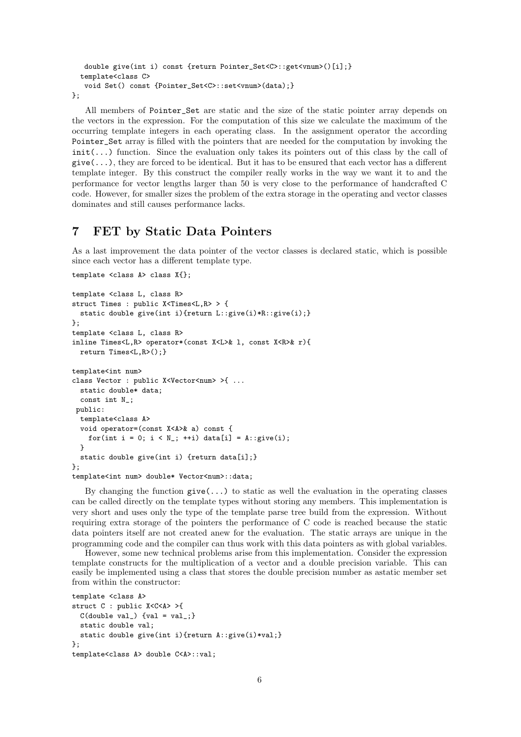```
    double give(int i) const {return Pointer_Set<C>::get<vnum>()[i];}
  template<class C>
    void Set() const {Pointer_Set<C>::set<vnum>(data);}
};
```

All members of Pointer_Set are static and the size of the static pointer array depends on the vectors in the expression. For the computation of this size we calculate the maximum of the occurring template integers in each operating class. In the assignment operator the according Pointer_Set array is filled with the pointers that are needed for the computation by invoking the init(...) function. Since the evaluation only takes its pointers out of this class by the call of give(...), they are forced to be identical. But it has to be ensured that each vector has a different template integer. By this construct the compiler really works in the way we want it to and the performance for vector lengths larger than 50 is very close to the performance of handcrafted C code. However, for smaller sizes the problem of the extra storage in the operating and vector classes dominates and still causes performance lacks.

## 7 FET by Static Data Pointers

As a last improvement the data pointer of the vector classes is declared static, which is possible since each vector has a different template type.

```
template <class A> class X{};

template <class L, class R>
struct Times : public X<Times<L,R> > {
  static double give(int i){return L::give(i)*R::give(i);}
};
template <class L, class R>
inline Times<L,R> operator*(const X<L>& l, const X<R>& r){
  return Times<L,R>();}

template<int num>
class Vector : public X<Vector<num> >{ ...
  static double* data;
  const int N_;
 public:
  template<class A>
  void operator=(const X<A>& a) const {
    for(int i = 0; i < N_; ++i) data[i] = A::give(i);
  }
  static double give(int i) {return data[i];}
};
template<int num> double* Vector<num>::data;
```

By changing the function give(...) to static as well the evaluation in the operating classes can be called directly on the template types without storing any members. This implementation is very short and uses only the type of the template parse tree build from the expression. Without requiring extra storage of the pointers the performance of C code is reached because the static data pointers itself are not created anew for the evaluation. The static arrays are unique in the programming code and the compiler can thus work with this data pointers as with global variables.

However, some new technical problems arise from this implementation. Consider the expression template constructs for the multiplication of a vector and a double precision variable. This can easily be implemented using a class that stores the double precision number as astatic member set from within the constructor:

```
template <class A>
struct C : public X<C<A> >{
  C(double val_) {val = val_;}
  static double val;
  static double give(int i){return A::give(i)*val;}
};
template<class A> double C<A>::val;
```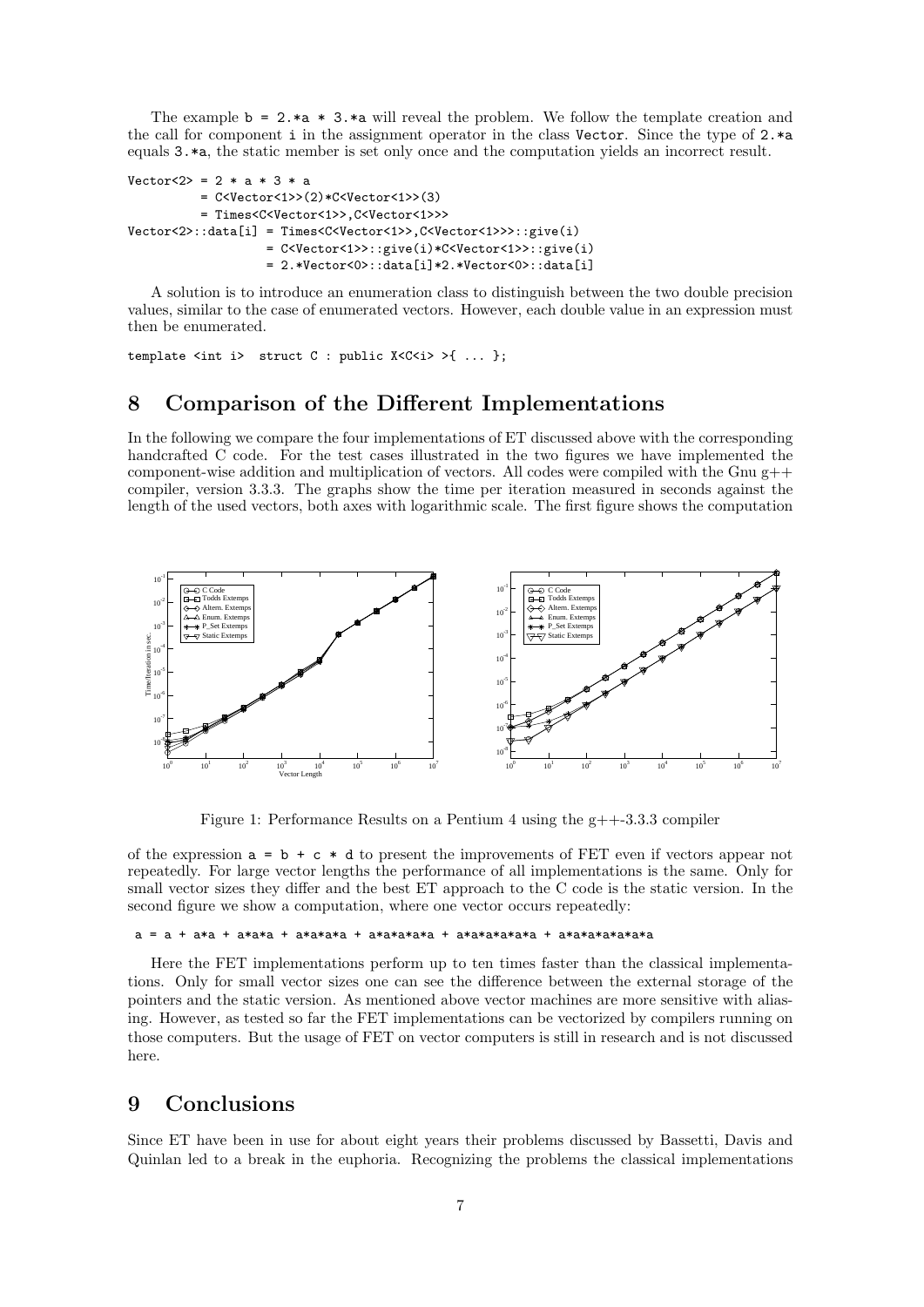The example `b = 2.*a * 3.*a` will reveal the problem. We follow the template creation and the call for component `i` in the assignment operator in the class `Vector`. Since the type of `2.*a` equals `3.*a`, the static member is set only once and the computation yields an incorrect result.

```
Vector<2> = 2 * a * 3 * a
          = C<Vector<1>>(2)*C<Vector<1>>(3)
          = Times<C<Vector<1>>,C<Vector<1>>>
Vector<2>::data[i] = Times<C<Vector<1>>,C<Vector<1>>>::give(i)
                   = C<Vector<1>>::give(i)*C<Vector<1>>::give(i)
                   = 2.*Vector<0>::data[i]*2.*Vector<0>::data[i]
```

A solution is to introduce an enumeration class to distinguish between the two double precision values, similar to the case of enumerated vectors. However, each double value in an expression must then be enumerated.

```
template <int i>  struct C : public X<C<i> >{ ... };
```

## 8 Comparison of the Different Implementations

In the following we compare the four implementations of ET discussed above with the corresponding handcrafted C code. For the test cases illustrated in the two figures we have implemented the component-wise addition and multiplication of vectors. All codes were compiled with the Gnu g++ compiler, version 3.3.3. The graphs show the time per iteration measured in seconds against the length of the used vectors, both axes with logarithmic scale. The first figure shows the computation

Figure 1: Performance Results on a Pentium 4 using the g++-3.3.3 compiler

of the expression `a = b + c * d` to present the improvements of FET even if vectors appear not repeatedly. For large vector lengths the performance of all implementations is the same. Only for small vector sizes they differ and the best ET approach to the C code is the static version. In the second figure we show a computation, where one vector occurs repeatedly:

```
a = a + a*a + a*a*a + a*a*a*a + a*a*a*a*a + a*a*a*a*a*a + a*a*a*a*a*a*a
```

Here the FET implementations perform up to ten times faster than the classical implementations. Only for small vector sizes one can see the difference between the external storage of the pointers and the static version. As mentioned above vector machines are more sensitive with aliasing. However, as tested so far the FET implementations can be vectorized by compilers running on those computers. But the usage of FET on vector computers is still in research and is not discussed here.

## 9 Conclusions

Since ET have been in use for about eight years their problems discussed by Bassetti, Davis and Quinlan led to a break in the euphoria. Recognizing the problems the classical implementations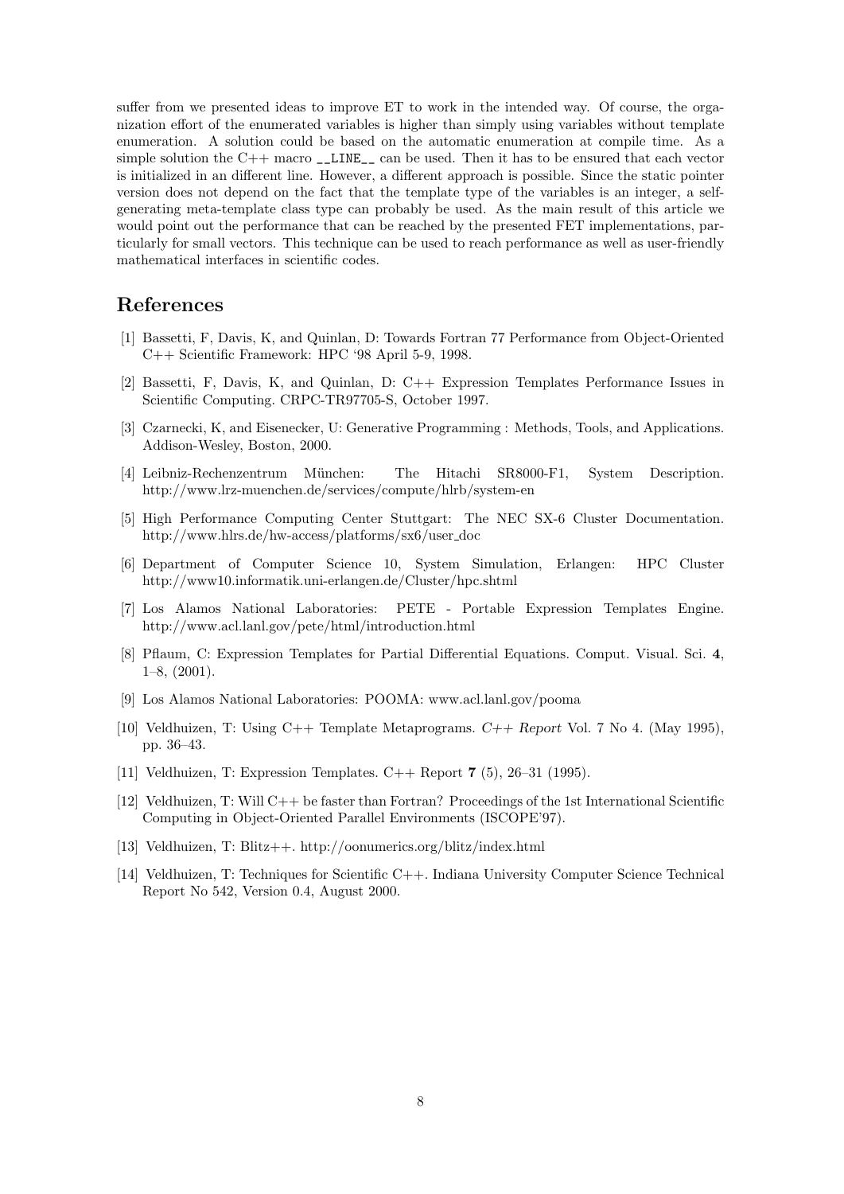suffer from we presented ideas to improve ET to work in the intended way. Of course, the organization effort of the enumerated variables is higher than simply using variables without template enumeration. A solution could be based on the automatic enumeration at compile time. As a simple solution the C++ macro `__LINE__` can be used. Then it has to be ensured that each vector is initialized in an different line. However, a different approach is possible. Since the static pointer version does not depend on the fact that the template type of the variables is an integer, a self-generating meta-template class type can probably be used. As the main result of this article we would point out the performance that can be reached by the presented FET implementations, particularly for small vectors. This technique can be used to reach performance as well as user-friendly mathematical interfaces in scientific codes.

## References

[1] Bassetti, F, Davis, K, and Quinlan, D: Towards Fortran 77 Performance from Object-Oriented C++ Scientific Framework: HPC '98 April 5-9, 1998.

[2] Bassetti, F, Davis, K, and Quinlan, D: C++ Expression Templates Performance Issues in Scientific Computing. CRPC-TR97705-S, October 1997.

[3] Czarnecki, K, and Eisenecker, U: Generative Programming : Methods, Tools, and Applications. Addison-Wesley, Boston, 2000.

[4] Leibniz-Rechenzentrum München: The Hitachi SR8000-F1, System Description. http://www.lrz-muenchen.de/services/compute/hlrb/system-en

[5] High Performance Computing Center Stuttgart: The NEC SX-6 Cluster Documentation. http://www.hlrs.de/hw-access/platforms/sx6/user_doc

[6] Department of Computer Science 10, System Simulation, Erlangen: HPC Cluster http://www10.informatik.uni-erlangen.de/Cluster/hpc.shtml

[7] Los Alamos National Laboratories: PETE - Portable Expression Templates Engine. http://www.acl.lanl.gov/pete/html/introduction.html

[8] Pflaum, C: Expression Templates for Partial Differential Equations. Comput. Visual. Sci. **4**, 1–8, (2001).

[9] Los Alamos National Laboratories: POOMA: www.acl.lanl.gov/pooma

[10] Veldhuizen, T: Using C++ Template Metaprograms. *C++ Report* Vol. 7 No 4. (May 1995), pp. 36–43.

[11] Veldhuizen, T: Expression Templates. C++ Report **7** (5), 26–31 (1995).

[12] Veldhuizen, T: Will C++ be faster than Fortran? Proceedings of the 1st International Scientific Computing in Object-Oriented Parallel Environments (ISCOPE'97).

[13] Veldhuizen, T: Blitz++. http://oonumerics.org/blitz/index.html

[14] Veldhuizen, T: Techniques for Scientific C++. Indiana University Computer Science Technical Report No 542, Version 0.4, August 2000.